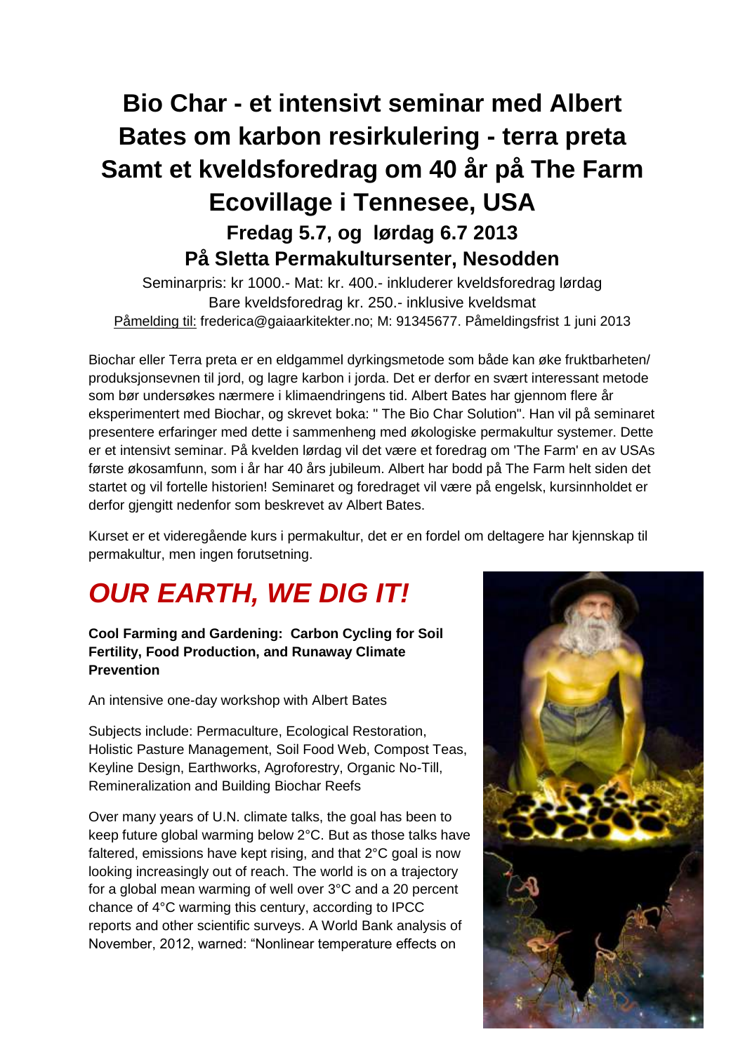# Bio Char - et intensivt seminar med Albert Bates om karbon resirkulering - terra preta Samt et kveldsforedrag om 40 år på The Farm Ecovillage i Tennesee, USA

## Fredag 5.7, og lørdag 6.7 2013
## På Sletta Permakultursenter, Nesodden

Seminarpris: kr 1000.- Mat: kr. 400.- inkluderer kveldsforedrag lørdag
Bare kveldsforedrag kr. 250.- inklusive kveldsmat
Påmelding til: frederica@gaiaarkitekter.no; M: 91345677. Påmeldingsfrist 1 juni 2013

Biochar eller Terra preta er en eldgammel dyrkingsmetode som både kan øke fruktbarheten/ produksjonsevnen til jord, og lagre karbon i jorda. Det er derfor en svært interessant metode som bør undersøkes nærmere i klimaendringens tid. Albert Bates har gjennom flere år eksperimentert med Biochar, og skrevet boka: " The Bio Char Solution". Han vil på seminaret presentere erfaringer med dette i sammenheng med økologiske permakultur systemer. Dette er et intensivt seminar. På kvelden lørdag vil det være et foredrag om 'The Farm' en av USAs første økosamfunn, som i år har 40 års jubileum. Albert har bodd på The Farm helt siden det startet og vil fortelle historien! Seminaret og foredraget vil være på engelsk, kursinnholdet er derfor gjengitt nedenfor som beskrevet av Albert Bates.

Kurset er et videregående kurs i permakultur, det er en fordel om deltagere har kjennskap til permakultur, men ingen forutsetning.

# *OUR EARTH, WE DIG IT!*

**Cool Farming and Gardening: Carbon Cycling for Soil Fertility, Food Production, and Runaway Climate Prevention**

An intensive one-day workshop with Albert Bates

Subjects include: Permaculture, Ecological Restoration, Holistic Pasture Management, Soil Food Web, Compost Teas, Keyline Design, Earthworks, Agroforestry, Organic No-Till, Remineralization and Building Biochar Reefs

Over many years of U.N. climate talks, the goal has been to keep future global warming below 2°C. But as those talks have faltered, emissions have kept rising, and that 2°C goal is now looking increasingly out of reach. The world is on a trajectory for a global mean warming of well over 3°C and a 20 percent chance of 4°C warming this century, according to IPCC reports and other scientific surveys. A World Bank analysis of November, 2012, warned: "Nonlinear temperature effects on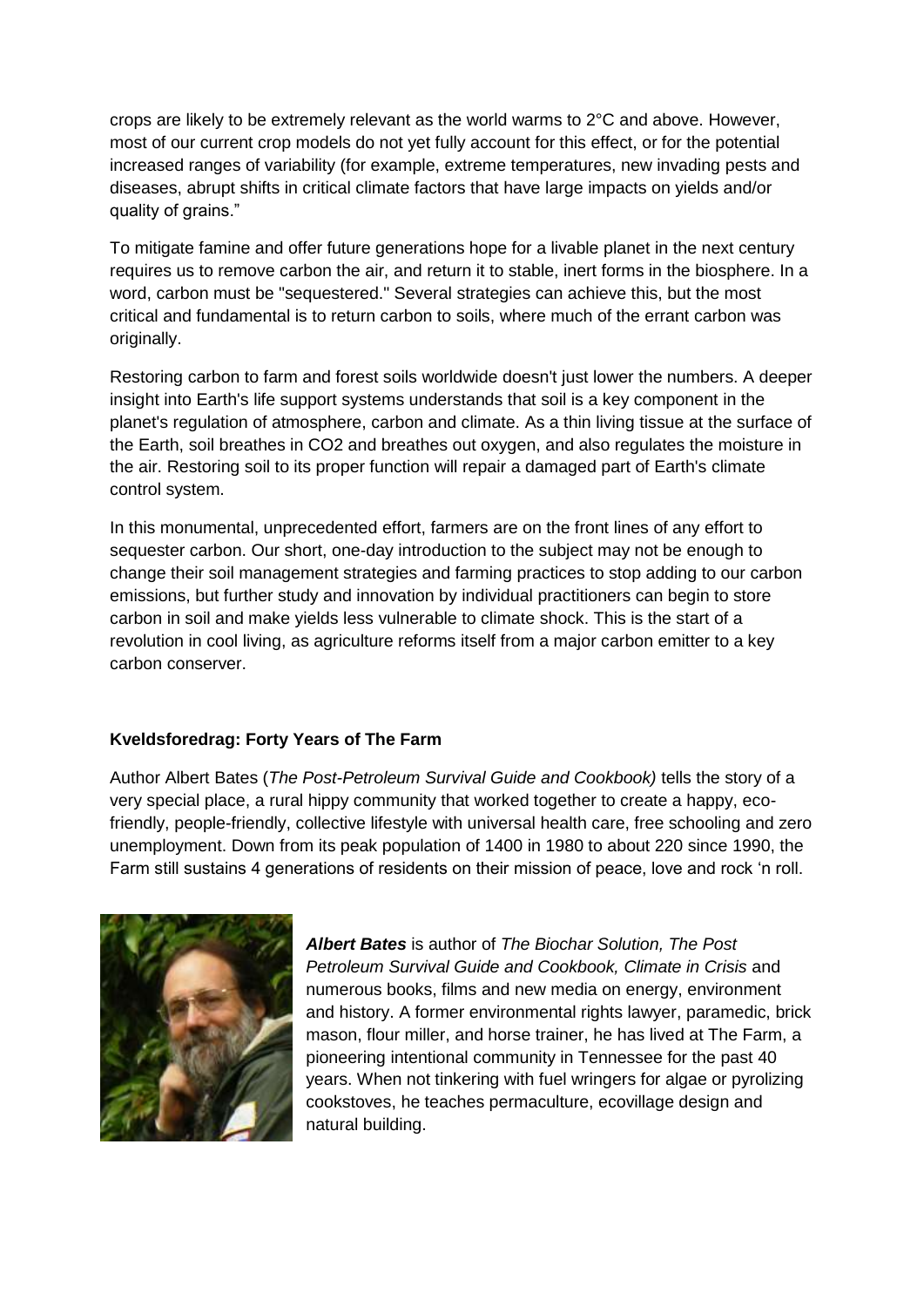crops are likely to be extremely relevant as the world warms to 2°C and above. However, most of our current crop models do not yet fully account for this effect, or for the potential increased ranges of variability (for example, extreme temperatures, new invading pests and diseases, abrupt shifts in critical climate factors that have large impacts on yields and/or quality of grains."

To mitigate famine and offer future generations hope for a livable planet in the next century requires us to remove carbon the air, and return it to stable, inert forms in the biosphere. In a word, carbon must be "sequestered." Several strategies can achieve this, but the most critical and fundamental is to return carbon to soils, where much of the errant carbon was originally.

Restoring carbon to farm and forest soils worldwide doesn't just lower the numbers. A deeper insight into Earth's life support systems understands that soil is a key component in the planet's regulation of atmosphere, carbon and climate. As a thin living tissue at the surface of the Earth, soil breathes in $CO_2$ and breathes out oxygen, and also regulates the moisture in the air. Restoring soil to its proper function will repair a damaged part of Earth's climate control system.

In this monumental, unprecedented effort, farmers are on the front lines of any effort to sequester carbon. Our short, one-day introduction to the subject may not be enough to change their soil management strategies and farming practices to stop adding to our carbon emissions, but further study and innovation by individual practitioners can begin to store carbon in soil and make yields less vulnerable to climate shock. This is the start of a revolution in cool living, as agriculture reforms itself from a major carbon emitter to a key carbon conserver.

**Kveldsforedrag: Forty Years of The Farm**

Author Albert Bates (*The Post-Petroleum Survival Guide and Cookbook)* tells the story of a very special place, a rural hippy community that worked together to create a happy, eco-friendly, people-friendly, collective lifestyle with universal health care, free schooling and zero unemployment. Down from its peak population of 1400 in 1980 to about 220 since 1990, the Farm still sustains 4 generations of residents on their mission of peace, love and rock 'n roll.

***Albert Bates*** is author of *The Biochar Solution, The Post Petroleum Survival Guide and Cookbook, Climate in Crisis* and numerous books, films and new media on energy, environment and history. A former environmental rights lawyer, paramedic, brick mason, flour miller, and horse trainer, he has lived at The Farm, a pioneering intentional community in Tennessee for the past 40 years. When not tinkering with fuel wringers for algae or pyrolizing cookstoves, he teaches permaculture, ecovillage design and natural building.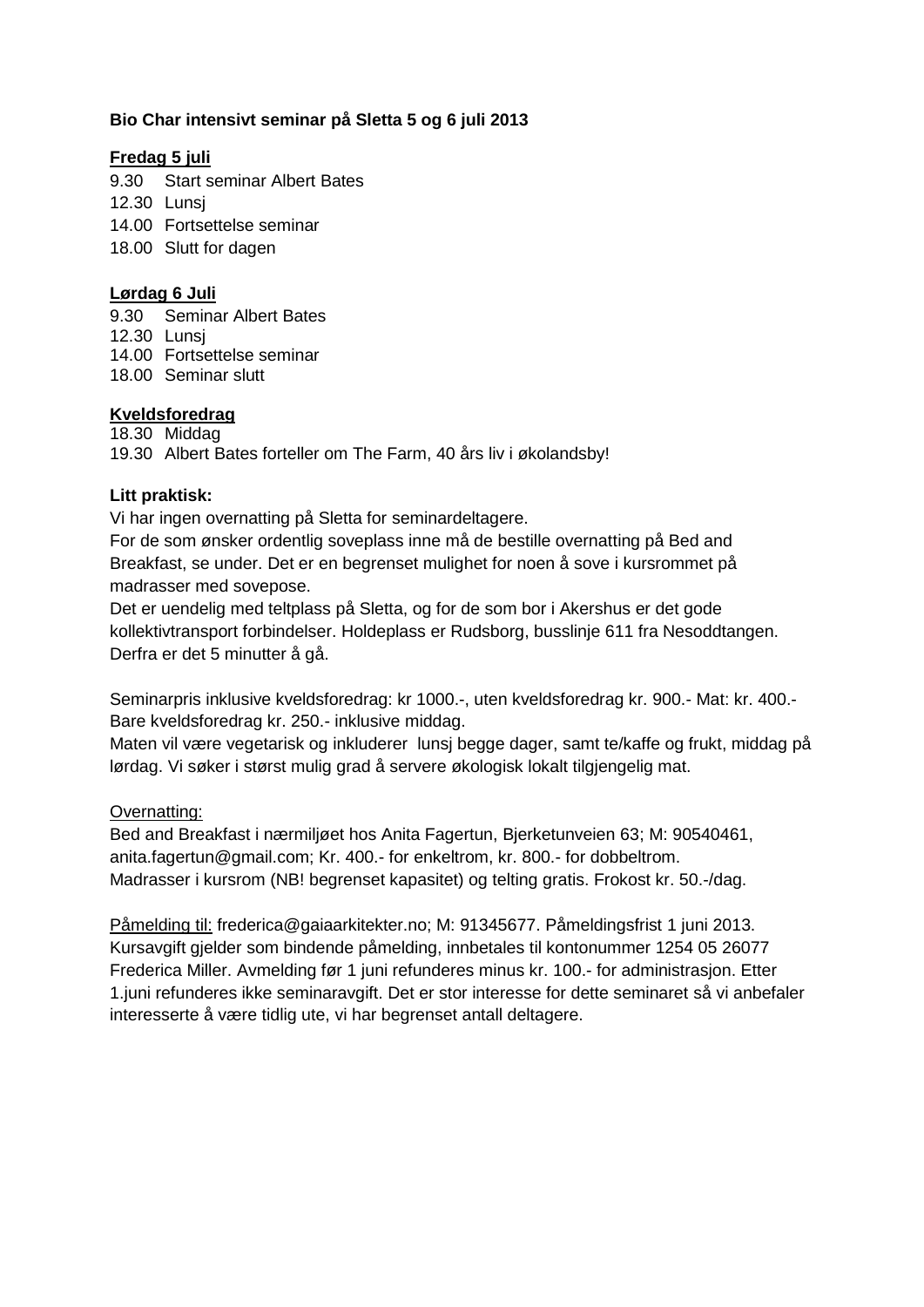**Bio Char intensivt seminar på Sletta 5 og 6 juli 2013**

**Fredag 5 juli**

9.30 Start seminar Albert Bates
12.30 Lunsj
14.00 Fortsettelse seminar
18.00 Slutt for dagen

**Lørdag 6 Juli**

9.30 Seminar Albert Bates
12.30 Lunsj
14.00 Fortsettelse seminar
18.00 Seminar slutt

**Kveldsforedrag**

18.30 Middag
19.30 Albert Bates forteller om The Farm, 40 års liv i økolandsby!

**Litt praktisk:**

Vi har ingen overnatting på Sletta for seminardeltagere.
For de som ønsker ordentlig soveplass inne må de bestille overnatting på Bed and Breakfast, se under. Det er en begrenset mulighet for noen å sove i kursrommet på madrasser med sovepose.
Det er uendelig med teltplass på Sletta, og for de som bor i Akershus er det gode kollektivtransport forbindelser. Holdeplass er Rudsborg, busslinje 611 fra Nesoddtangen. Derfra er det 5 minutter å gå.

Seminarpris inklusive kveldsforedrag: kr 1000.-, uten kveldsforedrag kr. 900.- Mat: kr. 400.-
Bare kveldsforedrag kr. 250.- inklusive middag.
Maten vil være vegetarisk og inkluderer lunsj begge dager, samt te/kaffe og frukt, middag på lørdag. Vi søker i størst mulig grad å servere økologisk lokalt tilgjengelig mat.

Overnatting:
Bed and Breakfast i nærmiljøet hos Anita Fagertun, Bjerketunveien 63; M: 90540461, anita.fagertun@gmail.com; Kr. 400.- for enkeltrom, kr. 800.- for dobbeltrom.
Madrasser i kursrom (NB! begrenset kapasitet) og telting gratis. Frokost kr. 50.-/dag.

Påmelding til: frederica@gaiaarkitekter.no; M: 91345677. Påmeldingsfrist 1 juni 2013. Kursavgift gjelder som bindende påmelding, innbetales til kontonummer 1254 05 26077 Frederica Miller. Avmelding før 1 juni refunderes minus kr. 100.- for administrasjon. Etter 1.juni refunderes ikke seminaravgift. Det er stor interesse for dette seminaret så vi anbefaler interesserte å være tidlig ute, vi har begrenset antall deltagere.